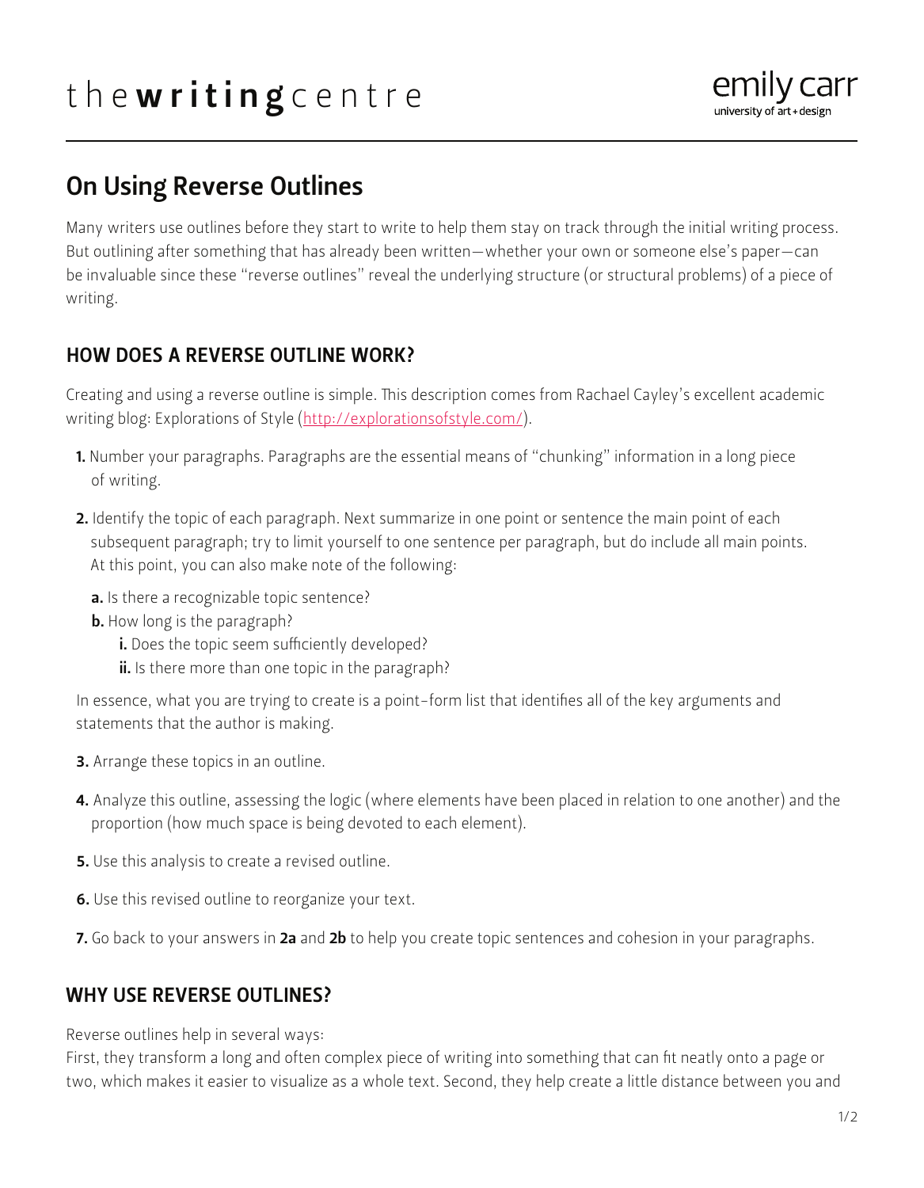# On Using Reverse Outlines

Many writers use outlines before they start to write to help them stay on track through the initial writing process. But outlining after something that has already been written—whether your own or someone else's paper—can be invaluable since these "reverse outlines" reveal the underlying structure (or structural problems) of a piece of writing.

## HOW DOES A REVERSE OUTLINE WORK?

Creating and using a reverse outline is simple. This description comes from Rachael Cayley's excellent academic writing blog: Explorations of Style (http://explorationsofstyle.com/).

**1.** Number your paragraphs. Paragraphs are the essential means of "chunking" information in a long piece of writing.

**2.** Identify the topic of each paragraph. Next summarize in one point or sentence the main point of each subsequent paragraph; try to limit yourself to one sentence per paragraph, but do include all main points. At this point, you can also make note of the following:

- **a.** Is there a recognizable topic sentence?
- **b.** How long is the paragraph?
  - **i.** Does the topic seem sufficiently developed?
  - **ii.** Is there more than one topic in the paragraph?

In essence, what you are trying to create is a point-form list that identifies all of the key arguments and statements that the author is making.

**3.** Arrange these topics in an outline.

**4.** Analyze this outline, assessing the logic (where elements have been placed in relation to one another) and the proportion (how much space is being devoted to each element).

**5.** Use this analysis to create a revised outline.

**6.** Use this revised outline to reorganize your text.

**7.** Go back to your answers in **2a** and **2b** to help you create topic sentences and cohesion in your paragraphs.

## WHY USE REVERSE OUTLINES?

Reverse outlines help in several ways:

First, they transform a long and often complex piece of writing into something that can fit neatly onto a page or two, which makes it easier to visualize as a whole text. Second, they help create a little distance between you and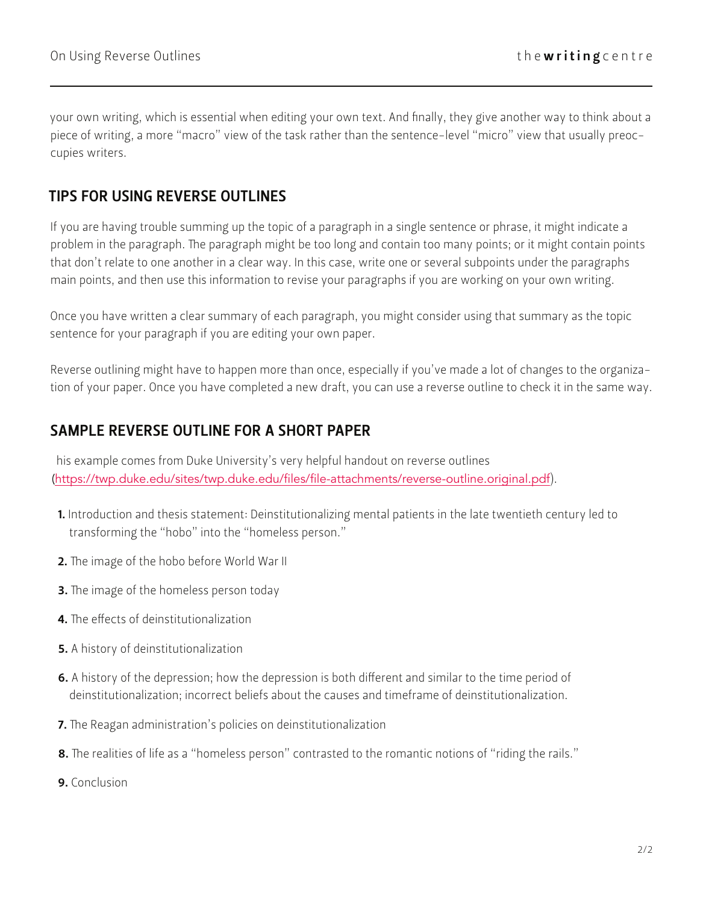your own writing, which is essential when editing your own text. And finally, they give another way to think about a piece of writing, a more "macro" view of the task rather than the sentence-level "micro" view that usually preoccupies writers.

## TIPS FOR USING REVERSE OUTLINES

If you are having trouble summing up the topic of a paragraph in a single sentence or phrase, it might indicate a problem in the paragraph. The paragraph might be too long and contain too many points; or it might contain points that don't relate to one another in a clear way. In this case, write one or several subpoints under the paragraphs main points, and then use this information to revise your paragraphs if you are working on your own writing.

Once you have written a clear summary of each paragraph, you might consider using that summary as the topic sentence for your paragraph if you are editing your own paper.

Reverse outlining might have to happen more than once, especially if you've made a lot of changes to the organization of your paper. Once you have completed a new draft, you can use a reverse outline to check it in the same way.

## SAMPLE REVERSE OUTLINE FOR A SHORT PAPER

his example comes from Duke University's very helpful handout on reverse outlines (https://twp.duke.edu/sites/twp.duke.edu/files/file-attachments/reverse-outline.original.pdf).

1. Introduction and thesis statement: Deinstitutionalizing mental patients in the late twentieth century led to transforming the "hobo" into the "homeless person."
2. The image of the hobo before World War II
3. The image of the homeless person today
4. The effects of deinstitutionalization
5. A history of deinstitutionalization
6. A history of the depression; how the depression is both different and similar to the time period of deinstitutionalization; incorrect beliefs about the causes and timeframe of deinstitutionalization.
7. The Reagan administration's policies on deinstitutionalization
8. The realities of life as a "homeless person" contrasted to the romantic notions of "riding the rails."
9. Conclusion